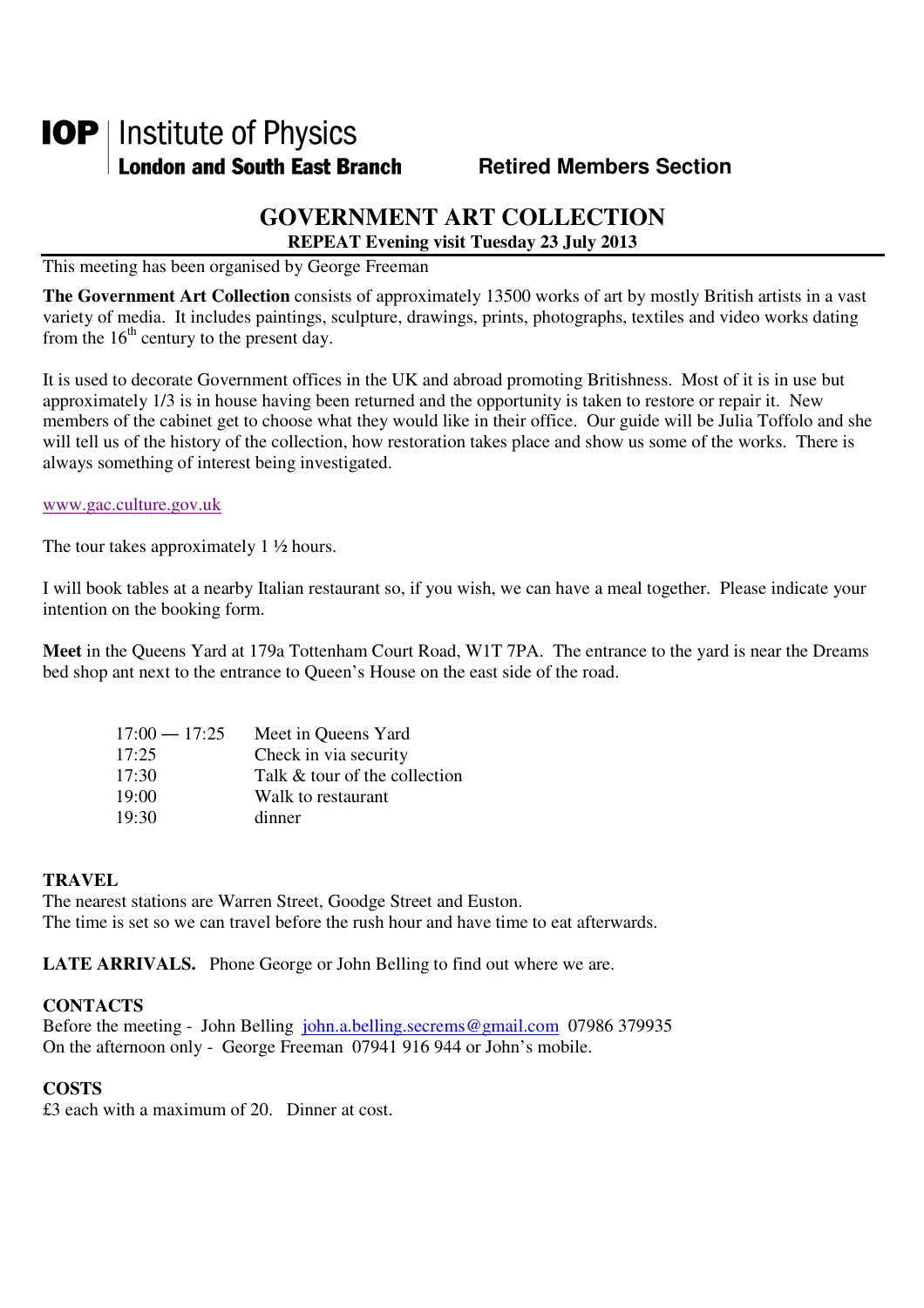**IOP** | Institute of Physics
**London and South East Branch** **Retired Members Section**

# GOVERNMENT ART COLLECTION

**REPEAT Evening visit Tuesday 23 July 2013**

This meeting has been organised by George Freeman

**The Government Art Collection** consists of approximately 13500 works of art by mostly British artists in a vast variety of media. It includes paintings, sculpture, drawings, prints, photographs, textiles and video works dating from the 16th century to the present day.

It is used to decorate Government offices in the UK and abroad promoting Britishness. Most of it is in use but approximately 1/3 is in house having been returned and the opportunity is taken to restore or repair it. New members of the cabinet get to choose what they would like in their office. Our guide will be Julia Toffolo and she will tell us of the history of the collection, how restoration takes place and show us some of the works. There is always something of interest being investigated.

www.gac.culture.gov.uk

The tour takes approximately 1 ½ hours.

I will book tables at a nearby Italian restaurant so, if you wish, we can have a meal together. Please indicate your intention on the booking form.

**Meet** in the Queens Yard at 179a Tottenham Court Road, W1T 7PA. The entrance to the yard is near the Dreams bed shop ant next to the entrance to Queen's House on the east side of the road.

| | |
|---|---|
| 17:00 — 17:25 | Meet in Queens Yard |
| 17:25 | Check in via security |
| 17:30 | Talk & tour of the collection |
| 19:00 | Walk to restaurant |
| 19:30 | dinner |

**TRAVEL**
The nearest stations are Warren Street, Goodge Street and Euston.
The time is set so we can travel before the rush hour and have time to eat afterwards.

**LATE ARRIVALS.** Phone George or John Belling to find out where we are.

**CONTACTS**
Before the meeting - John Belling john.a.belling.secrems@gmail.com 07986 379935
On the afternoon only - George Freeman 07941 916 944 or John's mobile.

**COSTS**
£3 each with a maximum of 20. Dinner at cost.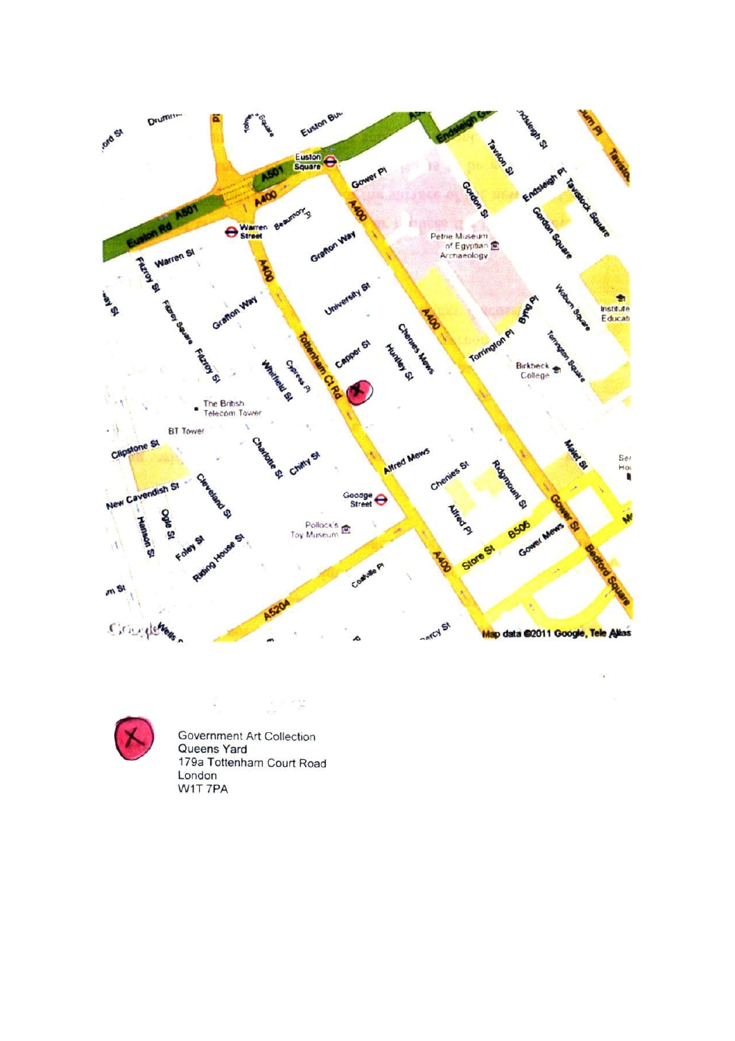Government Art Collection
Queens Yard
179a Tottenham Court Road
London
W1T 7PA